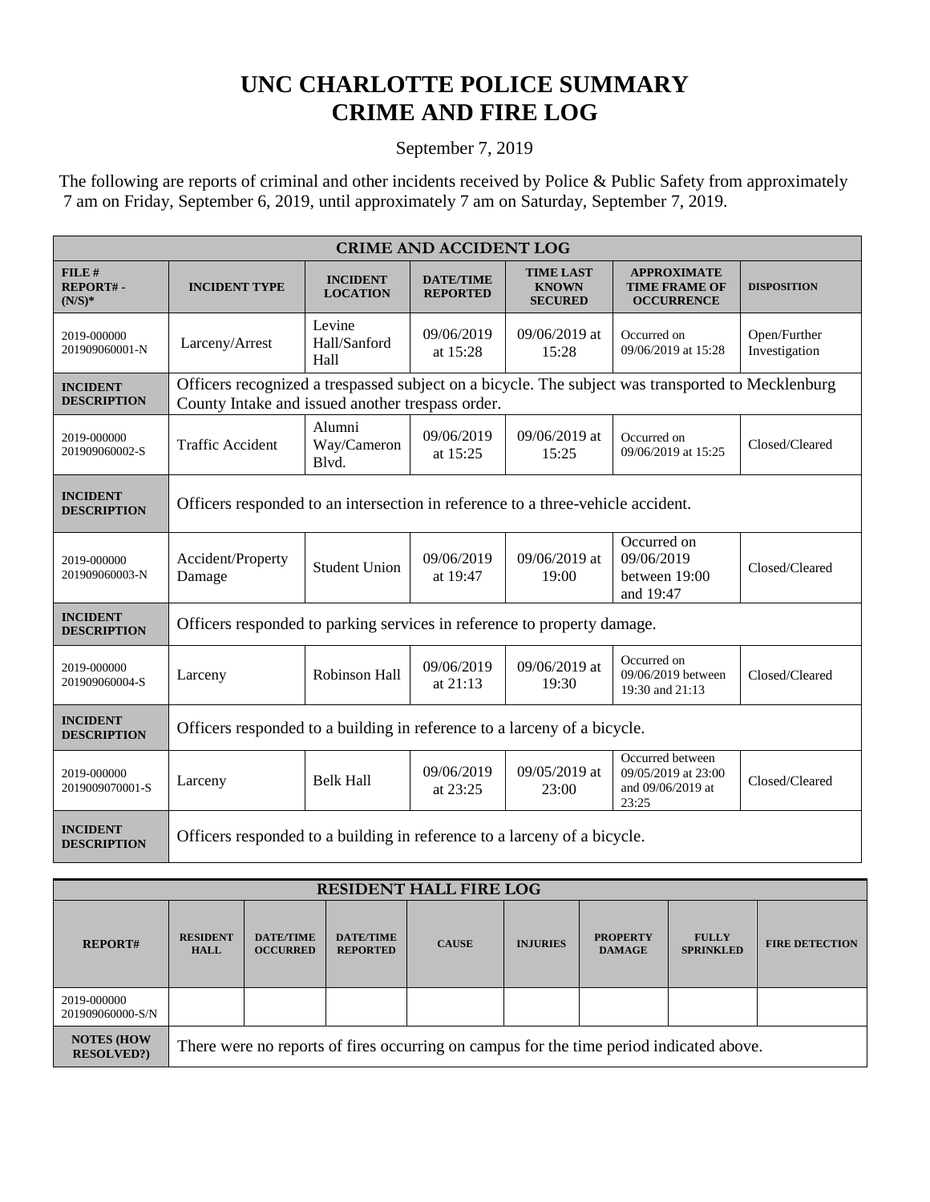# UNC CHARLOTTE POLICE SUMMARY
# CRIME AND FIRE LOG

September 7, 2019

The following are reports of criminal and other incidents received by Police & Public Safety from approximately 7 am on Friday, September 6, 2019, until approximately 7 am on Saturday, September 7, 2019.

| CRIME AND ACCIDENT LOG | | | | | | |
|---|---|---|---|---|---|---|
| **FILE # REPORT# - (N/S)*** | **INCIDENT TYPE** | **INCIDENT LOCATION** | **DATE/TIME REPORTED** | **TIME LAST KNOWN SECURED** | **APPROXIMATE TIME FRAME OF OCCURRENCE** | **DISPOSITION** |
| 2019-000000 201909060001-N | Larceny/Arrest | Levine Hall/Sanford Hall | 09/06/2019 at 15:28 | 09/06/2019 at 15:28 | Occurred on 09/06/2019 at 15:28 | Open/Further Investigation |
| **INCIDENT DESCRIPTION** | Officers recognized a trespassed subject on a bicycle. The subject was transported to Mecklenburg County Intake and issued another trespass order. | | | | | |
| 2019-000000 201909060002-S | Traffic Accident | Alumni Way/Cameron Blvd. | 09/06/2019 at 15:25 | 09/06/2019 at 15:25 | Occurred on 09/06/2019 at 15:25 | Closed/Cleared |
| **INCIDENT DESCRIPTION** | Officers responded to an intersection in reference to a three-vehicle accident. | | | | | |
| 2019-000000 201909060003-N | Accident/Property Damage | Student Union | 09/06/2019 at 19:47 | 09/06/2019 at 19:00 | Occurred on 09/06/2019 between 19:00 and 19:47 | Closed/Cleared |
| **INCIDENT DESCRIPTION** | Officers responded to parking services in reference to property damage. | | | | | |
| 2019-000000 201909060004-S | Larceny | Robinson Hall | 09/06/2019 at 21:13 | 09/06/2019 at 19:30 | Occurred on 09/06/2019 between 19:30 and 21:13 | Closed/Cleared |
| **INCIDENT DESCRIPTION** | Officers responded to a building in reference to a larceny of a bicycle. | | | | | |
| 2019-000000 2019009070001-S | Larceny | Belk Hall | 09/06/2019 at 23:25 | 09/05/2019 at 23:00 | Occurred between 09/05/2019 at 23:00 and 09/06/2019 at 23:25 | Closed/Cleared |
| **INCIDENT DESCRIPTION** | Officers responded to a building in reference to a larceny of a bicycle. | | | | | |

| RESIDENT HALL FIRE LOG | | | | | | | | |
|---|---|---|---|---|---|---|---|---|
| **REPORT#** | **RESIDENT HALL** | **DATE/TIME OCCURRED** | **DATE/TIME REPORTED** | **CAUSE** | **INJURIES** | **PROPERTY DAMAGE** | **FULLY SPRINKLED** | **FIRE DETECTION** |
| 2019-000000 201909060000-S/N | | | | | | | | |
| **NOTES (HOW RESOLVED?)** | There were no reports of fires occurring on campus for the time period indicated above. | | | | | | | |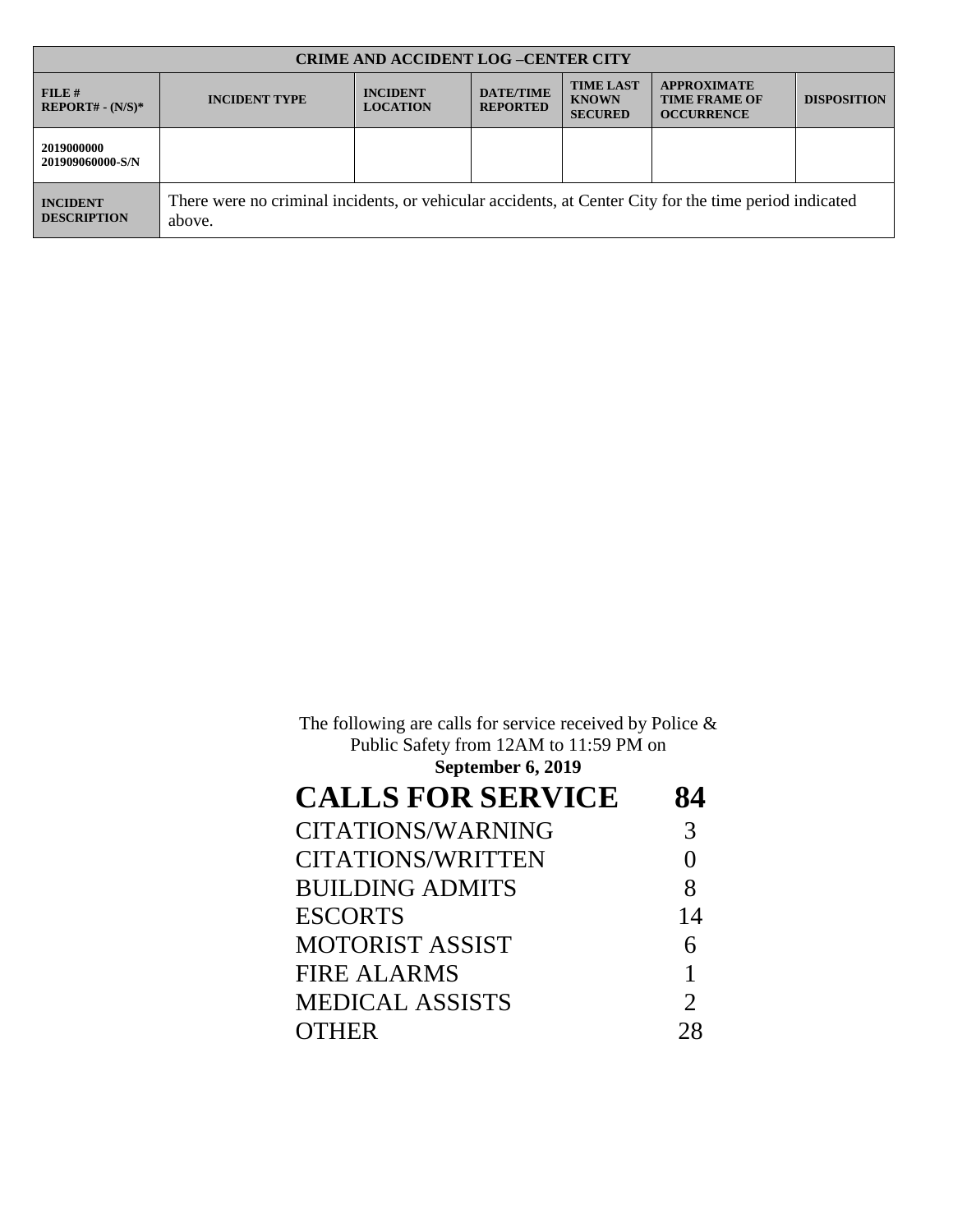| CRIME AND ACCIDENT LOG –CENTER CITY | | | | | | |
|---|---|---|---|---|---|---|
| **FILE # REPORT# - (N/S)*** | **INCIDENT TYPE** | **INCIDENT LOCATION** | **DATE/TIME REPORTED** | **TIME LAST KNOWN SECURED** | **APPROXIMATE TIME FRAME OF OCCURRENCE** | **DISPOSITION** |
| **2019000000 201909060000-S/N** | | | | | | |
| **INCIDENT DESCRIPTION** | There were no criminal incidents, or vehicular accidents, at Center City for the time period indicated above. | | | | | |

The following are calls for service received by Police & Public Safety from 12AM to 11:59 PM on

**September 6, 2019**

| | |
|---|---|
| **CALLS FOR SERVICE** | **84** |
| CITATIONS/WARNING | 3 |
| CITATIONS/WRITTEN | 0 |
| BUILDING ADMITS | 8 |
| ESCORTS | 14 |
| MOTORIST ASSIST | 6 |
| FIRE ALARMS | 1 |
| MEDICAL ASSISTS | 2 |
| OTHER | 28 |